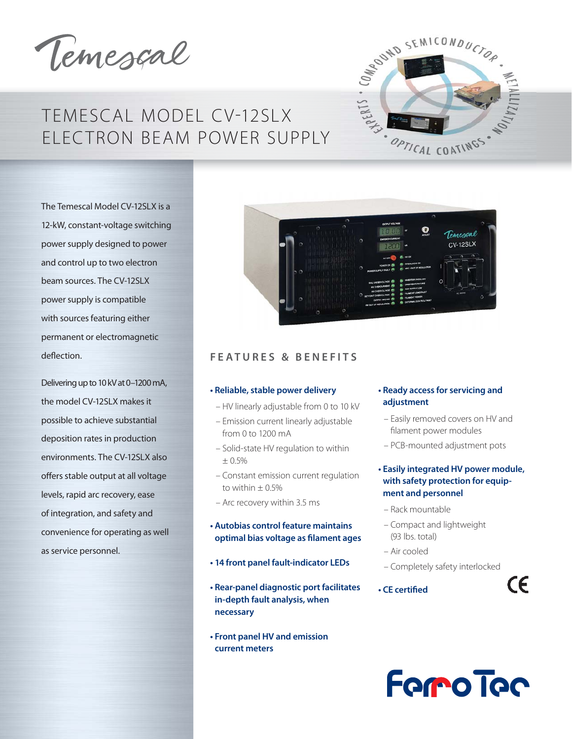Temescal

# TEMESCAL MODEL CV-12SLX ELECTRON BEAM POWER SUPPLY

The Temescal Model CV-12SLX is a 12-kW, constant-voltage switching power supply designed to power and control up to two electron beam sources. The CV-12SLX power supply is compatible with sources featuring either permanent or electromagnetic deflection.

Delivering up to 10 kV at 0–1200 mA, the model CV-12SLX makes it possible to achieve substantial deposition rates in production environments. The CV-12SLX also offers stable output at all voltage levels, rapid arc recovery, ease of integration, and safety and convenience for operating as well as service personnel.

## FEATURES & BENEFITS

- **Reliable, stable power delivery**
  - HV linearly adjustable from 0 to 10 kV
  - Emission current linearly adjustable from 0 to 1200 mA
  - Solid-state HV regulation to within ± 0.5%
  - Constant emission current regulation to within ± 0.5%
  - Arc recovery within 3.5 ms
- **Autobias control feature maintains optimal bias voltage as filament ages**
- **14 front panel fault-indicator LEDs**
- **Rear-panel diagnostic port facilitates in-depth fault analysis, when necessary**
- **Front panel HV and emission current meters**
- **Ready access for servicing and adjustment**
  - Easily removed covers on HV and filament power modules
  - PCB-mounted adjustment pots
- **Easily integrated HV power module, with safety protection for equipment and personnel**
  - Rack mountable
  - Compact and lightweight (93 lbs. total)
  - Air cooled
  - Completely safety interlocked
- **CE certified**

FerroTec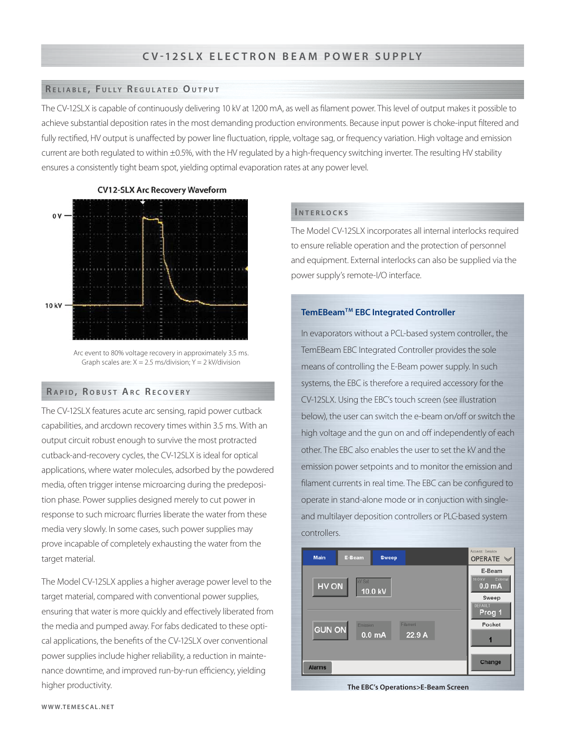# CV-12SLX ELECTRON BEAM POWER SUPPLY

## Reliable, Fully Regulated Output

The CV-12SLX is capable of continuously delivering 10 kV at 1200 mA, as well as filament power. This level of output makes it possible to achieve substantial deposition rates in the most demanding production environments. Because input power is choke-input filtered and fully rectified, HV output is unaffected by power line fluctuation, ripple, voltage sag, or frequency variation. High voltage and emission current are both regulated to within ±0.5%, with the HV regulated by a high-frequency switching inverter. The resulting HV stability ensures a consistently tight beam spot, yielding optimal evaporation rates at any power level.

**CV12-SLX Arc Recovery Waveform**

Arc event to 80% voltage recovery in approximately 3.5 ms.
Graph scales are: X = 2.5 ms/division; Y = 2 kV/division

## Rapid, Robust Arc Recovery

The CV-12SLX features acute arc sensing, rapid power cutback capabilities, and arcdown recovery times within 3.5 ms. With an output circuit robust enough to survive the most protracted cutback-and-recovery cycles, the CV-12SLX is ideal for optical applications, where water molecules, adsorbed by the powdered media, often trigger intense microarcing during the predeposition phase. Power supplies designed merely to cut power in response to such microarc flurries liberate the water from these media very slowly. In some cases, such power supplies may prove incapable of completely exhausting the water from the target material.

The Model CV-12SLX applies a higher average power level to the target material, compared with conventional power supplies, ensuring that water is more quickly and effectively liberated from the media and pumped away. For fabs dedicated to these optical applications, the benefits of the CV-12SLX over conventional power supplies include higher reliability, a reduction in maintenance downtime, and improved run-by-run efficiency, yielding higher productivity.

## Interlocks

The Model CV-12SLX incorporates all internal interlocks required to ensure reliable operation and the protection of personnel and equipment. External interlocks can also be supplied via the power supply's remote-I/O interface.

### TemEBeam™ EBC Integrated Controller

In evaporators without a PCL-based system controller., the TemEBeam EBC Integrated Controller provides the sole means of controlling the E-Beam power supply. In such systems, the EBC is therefore a required accessory for the CV-12SLX. Using the EBC's touch screen (see illustration below), the user can switch the e-beam on/off or switch the high voltage and the gun on and off independently of each other. The EBC also enables the user to set the kV and the emission power setpoints and to monitor the emission and filament currents in real time. The EBC can be configured to operate in stand-alone mode or in conjuction with single- and multilayer deposition controllers or PLC-based system controllers.

**The EBC's Operations>E-Beam Screen**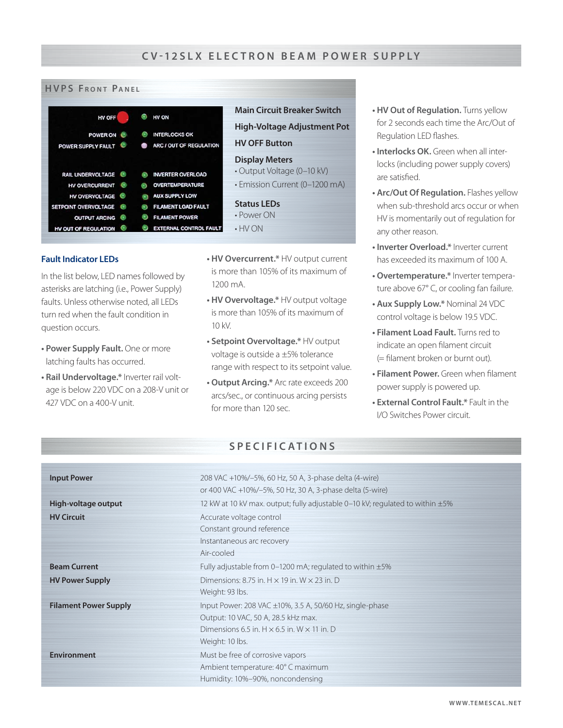# CV-12SLX ELECTRON BEAM POWER SUPPLY

## HVPS Front Panel

HV OFF | HV ON
POWER ON | INTERLOCKS OK
POWER SUPPLY FAULT | ARC / OUT OF REGULATION
RAIL UNDERVOLTAGE | INVERTER OVERLOAD
HV OVERCURRENT | OVERTEMPERATURE
HV OVERVOLTAGE | AUX SUPPLY LOW
SETPOINT OVERVOLTAGE | FILAMENT LOAD FAULT
OUTPUT ARCING | FILAMENT POWER
HV OUT OF REGULATION | EXTERNAL CONTROL FAULT

**Main Circuit Breaker Switch**

**High-Voltage Adjustment Pot**

**HV OFF Button**

**Display Meters**

- Output Voltage (0–10 kV)
- Emission Current (0–1200 mA)

**Status LEDs**

- Power ON
- HV ON

### Fault Indicator LEDs

In the list below, LED names followed by asterisks are latching (i.e., Power Supply) faults. Unless otherwise noted, all LEDs turn red when the fault condition in question occurs.

- **Power Supply Fault.** One or more latching faults has occurred.
- **Rail Undervoltage.*** Inverter rail voltage is below 220 VDC on a 208-V unit or 427 VDC on a 400-V unit.
- **HV Overcurrent.*** HV output current is more than 105% of its maximum of 1200 mA.
- **HV Overvoltage.*** HV output voltage is more than 105% of its maximum of 10 kV.
- **Setpoint Overvoltage.*** HV output voltage is outside a ±5% tolerance range with respect to its setpoint value.
- **Output Arcing.*** Arc rate exceeds 200 arcs/sec., or continuous arcing persists for more than 120 sec.
- **HV Out of Regulation.** Turns yellow for 2 seconds each time the Arc/Out of Regulation LED flashes.
- **Interlocks OK.** Green when all interlocks (including power supply covers) are satisfied.
- **Arc/Out Of Regulation.** Flashes yellow when sub-threshold arcs occur or when HV is momentarily out of regulation for any other reason.
- **Inverter Overload.*** Inverter current has exceeded its maximum of 100 A.
- **Overtemperature.*** Inverter temperature above 67° C, or cooling fan failure.
- **Aux Supply Low.*** Nominal 24 VDC control voltage is below 19.5 VDC.
- **Filament Load Fault.** Turns red to indicate an open filament circuit (= filament broken or burnt out).
- **Filament Power.** Green when filament power supply is powered up.
- **External Control Fault.*** Fault in the I/O Switches Power circuit.

## SPECIFICATIONS

| | |
|---|---|
| **Input Power** | 208 VAC +10%/–5%, 60 Hz, 50 A, 3-phase delta (4-wire)<br>or 400 VAC +10%/–5%, 50 Hz, 30 A, 3-phase delta (5-wire) |
| **High-voltage output** | 12 kW at 10 kV max. output; fully adjustable 0–10 kV; regulated to within ±5% |
| **HV Circuit** | Accurate voltage control<br>Constant ground reference<br>Instantaneous arc recovery<br>Air-cooled |
| **Beam Current** | Fully adjustable from 0–1200 mA; regulated to within ±5% |
| **HV Power Supply** | Dimensions: 8.75 in. H × 19 in. W × 23 in. D<br>Weight: 93 lbs. |
| **Filament Power Supply** | Input Power: 208 VAC ±10%, 3.5 A, 50/60 Hz, single-phase<br>Output: 10 VAC, 50 A, 28.5 kHz max.<br>Dimensions 6.5 in. H × 6.5 in. W × 11 in. D<br>Weight: 10 lbs. |
| **Environment** | Must be free of corrosive vapors<br>Ambient temperature: 40° C maximum<br>Humidity: 10%–90%, noncondensing |

WWW.TEMESCAL.NET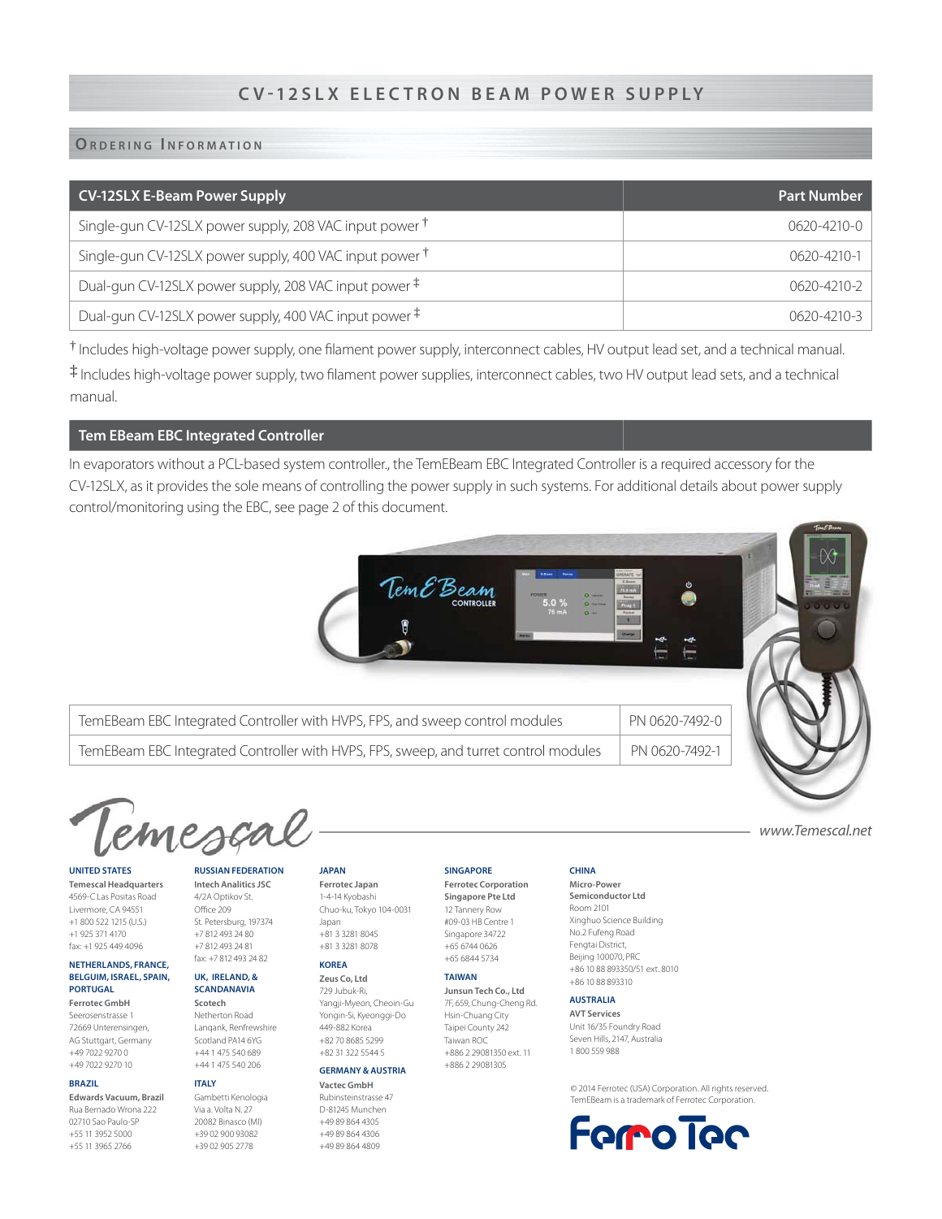# CV-12SLX ELECTRON BEAM POWER SUPPLY

## Ordering Information

| CV-12SLX E-Beam Power Supply | Part Number |
|---|---|
| Single-gun CV-12SLX power supply, 208 VAC input power † | 0620-4210-0 |
| Single-gun CV-12SLX power supply, 400 VAC input power † | 0620-4210-1 |
| Dual-gun CV-12SLX power supply, 208 VAC input power ‡ | 0620-4210-2 |
| Dual-gun CV-12SLX power supply, 400 VAC input power ‡ | 0620-4210-3 |

† Includes high-voltage power supply, one filament power supply, interconnect cables, HV output lead set, and a technical manual.

‡ Includes high-voltage power supply, two filament power supplies, interconnect cables, two HV output lead sets, and a technical manual.

### Tem EBeam EBC Integrated Controller

In evaporators without a PCL-based system controller., the TemEBeam EBC Integrated Controller is a required accessory for the CV-12SLX, as it provides the sole means of controlling the power supply in such systems. For additional details about power supply control/monitoring using the EBC, see page 2 of this document.

| | |
|---|---|
| TemEBeam EBC Integrated Controller with HVPS, FPS, and sweep control modules | PN 0620-7492-0 |
| TemEBeam EBC Integrated Controller with HVPS, FPS, sweep, and turret control modules | PN 0620-7492-1 |

Temescal

*www.Temescal.net*

**UNITED STATES**
**Temescal Headquarters**
4569-C Las Positas Road
Livermore, CA 94551
+1 800 522 1215 (U.S.)
+1 925 371 4170
fax: +1 925 449 4096

**NETHERLANDS, FRANCE, BELGUIM, ISRAEL, SPAIN, PORTUGAL**
**Ferrotec GmbH**
Seerosenstrasse 1
72669 Unterensingen,
AG Stuttgart, Germany
+49 7022 9270 0
+49 7022 9270 10

**BRAZIL**
**Edwards Vacuum, Brazil**
Rua Bernado Wrona 222
02710 Sao Paulo-SP
+55 11 3952 5000
+55 11 3965 2766

**RUSSIAN FEDERATION**
**Intech Analitics JSC**
4/2A Optikov St.
Office 209
St. Petersburg, 197374
+7 812 493 24 80
+7 812 493 24 81
fax: +7 812 493 24 82

**UK, IRELAND, & SCANDANAVIA**
**Scotech**
Netherton Road
Lanqank, Renfrewshire
Scotland PA14 6YG
+44 1 475 540 689
+44 1 475 540 206

**ITALY**
Gambetti Kenologia
Via a. Volta N. 27
20082 Binasco (MI)
+39 02 900 93082
+39 02 905 2778

**JAPAN**
**Ferrotec Japan**
1-4-14 Kyobashi
Chuo-ku, Tokyo 104-0031
Japan
+81 3 3281 8045
+81 3 3281 8078

**KOREA**
**Zeus Co, Ltd**
729 Jubuk-Ri,
Yangji-Myeon, Cheoin-Gu
Yongin-Si, Kyeonggi-Do
449-882 Korea
+82 70 8685 5299
+82 31 322 5544 5

**GERMANY & AUSTRIA**
**Vactec GmbH**
Rubinsteinstrasse 47
D-81245 Munchen
+49 89 864 4305
+49 89 864 4306
+49 89 864 4809

**SINGAPORE**
**Ferrotec Corporation Singapore Pte Ltd**
12 Tannery Row
#09-03 HB Centre 1
Singapore 34722
+65 6744 0626
+65 6844 5734

**TAIWAN**
**Junsun Tech Co., Ltd**
7F, 659, Chung-Cheng Rd.
Hsin-Chuang City
Taipei County 242
Taiwan ROC
+886 2 29081350 ext. 11
+886 2 29081305

**CHINA**
**Micro-Power Semiconductor Ltd**
Room 2101
Xinghuo Science Building
No.2 Fufeng Road
Fengtai District,
Beijing 100070, PRC
+86 10 88 893350/51 ext. 8010
+86 10 88 893310

**AUSTRALIA**
**AVT Services**
Unit 16/35 Foundry Road
Seven Hills, 2147, Australia
1 800 559 988

© 2014 Ferrotec (USA) Corporation. All rights reserved.
TemEBeam is a trademark of Ferrotec Corporation.

Ferrotec